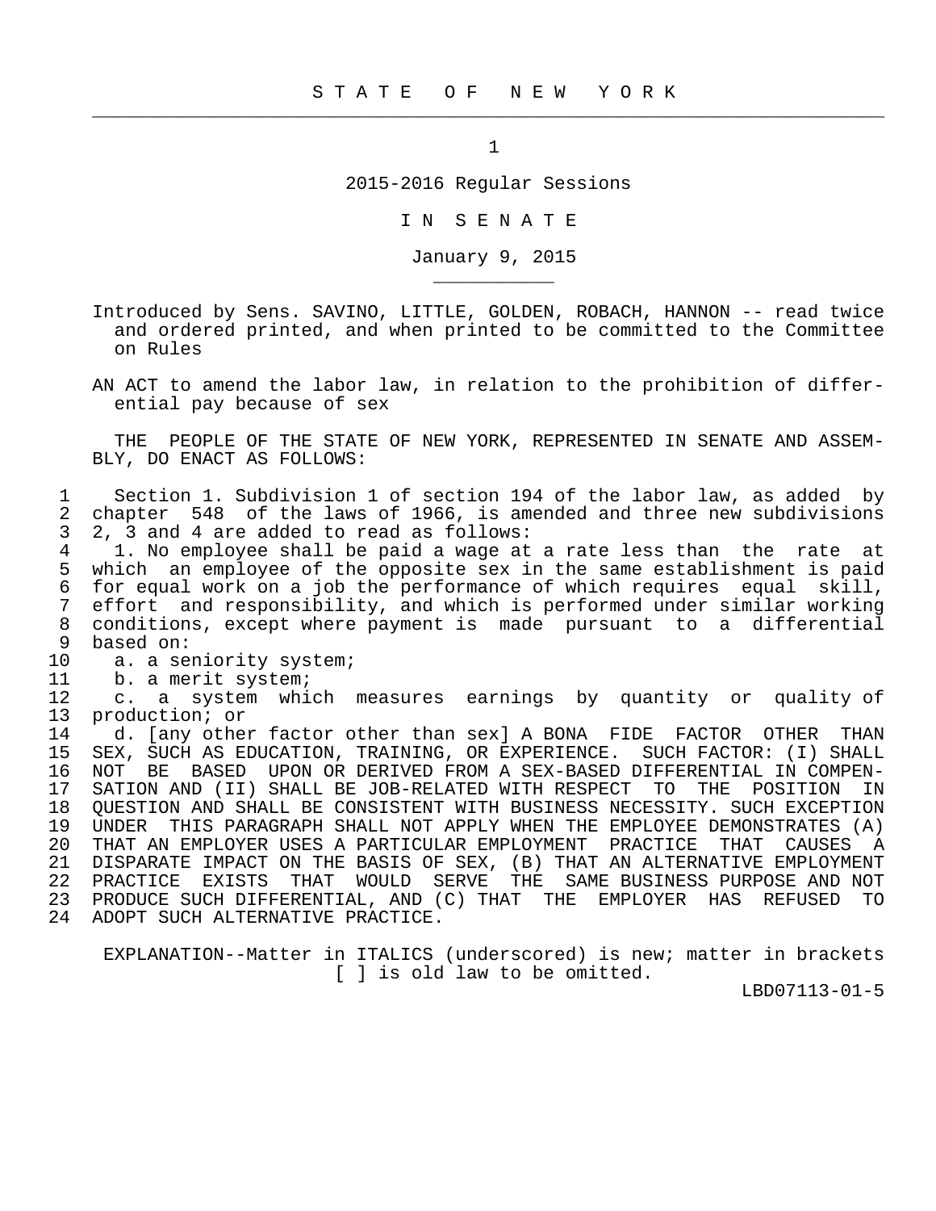S T A T E O F N E W Y O R K

2015-2016 Regular Sessions

I N S E N A T E

January 9, 2015

Introduced by Sens. SAVINO, LITTLE, GOLDEN, ROBACH, HANNON -- read twice and ordered printed, and when printed to be committed to the Committee on Rules

AN ACT to amend the labor law, in relation to the prohibition of differential pay because of sex

THE PEOPLE OF THE STATE OF NEW YORK, REPRESENTED IN SENATE AND ASSEMBLY, DO ENACT AS FOLLOWS:

Section 1. Subdivision 1 of section 194 of the labor law, as added by chapter 548 of the laws of 1966, is amended and three new subdivisions 2, 3 and 4 are added to read as follows:

1. No employee shall be paid a wage at a rate less than the rate at which an employee of the opposite sex in the same establishment is paid for equal work on a job the performance of which requires equal skill, effort and responsibility, and which is performed under similar working conditions, except where payment is made pursuant to a differential based on:

a. a seniority system;

b. a merit system;

c. a system which measures earnings by quantity or quality of production; or

d. [any other factor other than sex] A BONA FIDE FACTOR OTHER THAN SEX, SUCH AS EDUCATION, TRAINING, OR EXPERIENCE. SUCH FACTOR: (I) SHALL NOT BE BASED UPON OR DERIVED FROM A SEX-BASED DIFFERENTIAL IN COMPENSATION AND (II) SHALL BE JOB-RELATED WITH RESPECT TO THE POSITION IN QUESTION AND SHALL BE CONSISTENT WITH BUSINESS NECESSITY. SUCH EXCEPTION UNDER THIS PARAGRAPH SHALL NOT APPLY WHEN THE EMPLOYEE DEMONSTRATES (A) THAT AN EMPLOYER USES A PARTICULAR EMPLOYMENT PRACTICE THAT CAUSES A DISPARATE IMPACT ON THE BASIS OF SEX, (B) THAT AN ALTERNATIVE EMPLOYMENT PRACTICE EXISTS THAT WOULD SERVE THE SAME BUSINESS PURPOSE AND NOT PRODUCE SUCH DIFFERENTIAL, AND (C) THAT THE EMPLOYER HAS REFUSED TO ADOPT SUCH ALTERNATIVE PRACTICE.

EXPLANATION--Matter in ITALICS (underscored) is new; matter in brackets [ ] is old law to be omitted.

LBD07113-01-5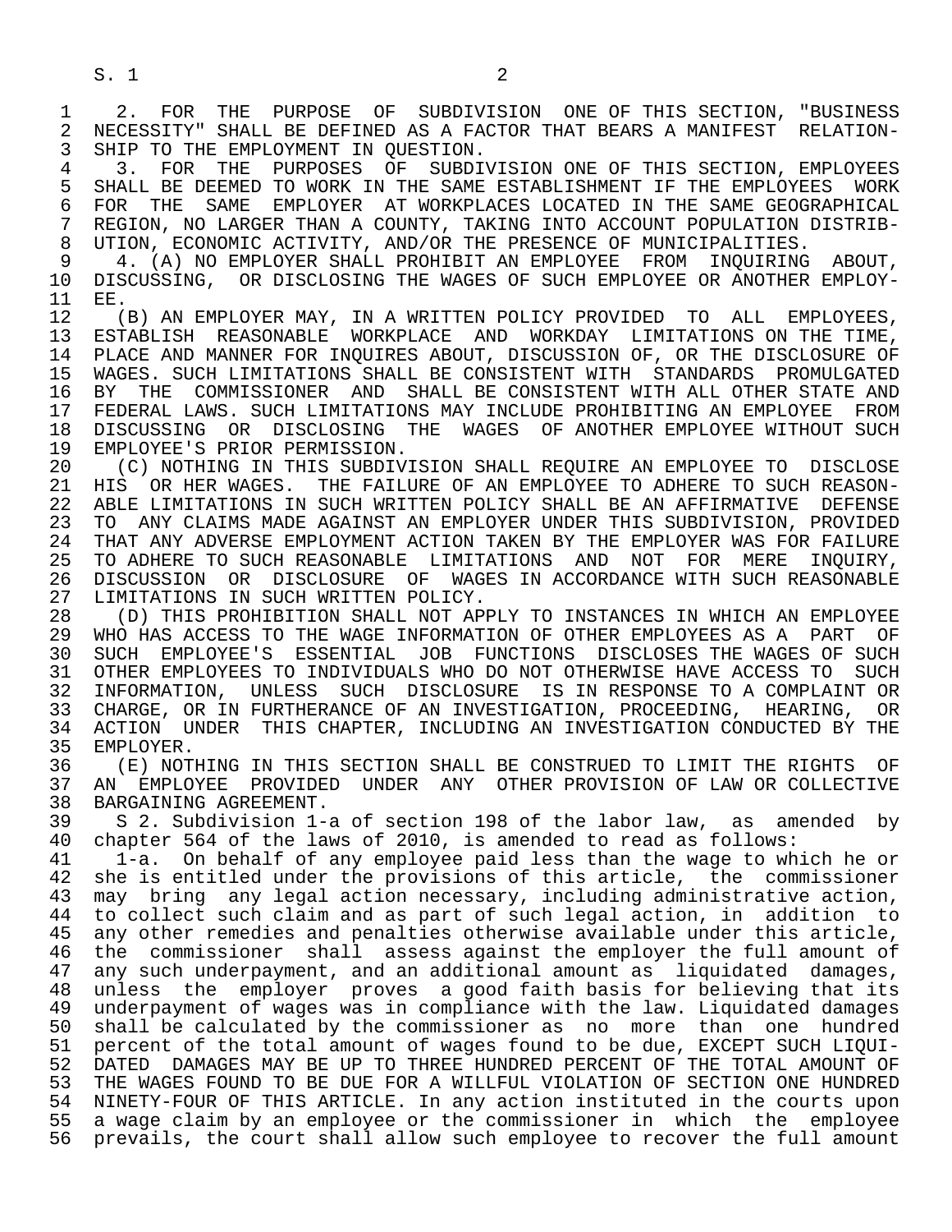2. FOR THE PURPOSE OF SUBDIVISION ONE OF THIS SECTION, "BUSINESS NECESSITY" SHALL BE DEFINED AS A FACTOR THAT BEARS A MANIFEST RELATIONSHIP TO THE EMPLOYMENT IN QUESTION.

3. FOR THE PURPOSES OF SUBDIVISION ONE OF THIS SECTION, EMPLOYEES SHALL BE DEEMED TO WORK IN THE SAME ESTABLISHMENT IF THE EMPLOYEES WORK FOR THE SAME EMPLOYER AT WORKPLACES LOCATED IN THE SAME GEOGRAPHICAL REGION, NO LARGER THAN A COUNTY, TAKING INTO ACCOUNT POPULATION DISTRIBUTION, ECONOMIC ACTIVITY, AND/OR THE PRESENCE OF MUNICIPALITIES.

4. (A) NO EMPLOYER SHALL PROHIBIT AN EMPLOYEE FROM INQUIRING ABOUT, DISCUSSING, OR DISCLOSING THE WAGES OF SUCH EMPLOYEE OR ANOTHER EMPLOYEE.

(B) AN EMPLOYER MAY, IN A WRITTEN POLICY PROVIDED TO ALL EMPLOYEES, ESTABLISH REASONABLE WORKPLACE AND WORKDAY LIMITATIONS ON THE TIME, PLACE AND MANNER FOR INQUIRES ABOUT, DISCUSSION OF, OR THE DISCLOSURE OF WAGES. SUCH LIMITATIONS SHALL BE CONSISTENT WITH STANDARDS PROMULGATED BY THE COMMISSIONER AND SHALL BE CONSISTENT WITH ALL OTHER STATE AND FEDERAL LAWS. SUCH LIMITATIONS MAY INCLUDE PROHIBITING AN EMPLOYEE FROM DISCUSSING OR DISCLOSING THE WAGES OF ANOTHER EMPLOYEE WITHOUT SUCH EMPLOYEE'S PRIOR PERMISSION.

(C) NOTHING IN THIS SUBDIVISION SHALL REQUIRE AN EMPLOYEE TO DISCLOSE HIS OR HER WAGES. THE FAILURE OF AN EMPLOYEE TO ADHERE TO SUCH REASONABLE LIMITATIONS IN SUCH WRITTEN POLICY SHALL BE AN AFFIRMATIVE DEFENSE TO ANY CLAIMS MADE AGAINST AN EMPLOYER UNDER THIS SUBDIVISION, PROVIDED THAT ANY ADVERSE EMPLOYMENT ACTION TAKEN BY THE EMPLOYER WAS FOR FAILURE TO ADHERE TO SUCH REASONABLE LIMITATIONS AND NOT FOR MERE INQUIRY, DISCUSSION OR DISCLOSURE OF WAGES IN ACCORDANCE WITH SUCH REASONABLE LIMITATIONS IN SUCH WRITTEN POLICY.

(D) THIS PROHIBITION SHALL NOT APPLY TO INSTANCES IN WHICH AN EMPLOYEE WHO HAS ACCESS TO THE WAGE INFORMATION OF OTHER EMPLOYEES AS A PART OF SUCH EMPLOYEE'S ESSENTIAL JOB FUNCTIONS DISCLOSES THE WAGES OF SUCH OTHER EMPLOYEES TO INDIVIDUALS WHO DO NOT OTHERWISE HAVE ACCESS TO SUCH INFORMATION, UNLESS SUCH DISCLOSURE IS IN RESPONSE TO A COMPLAINT OR CHARGE, OR IN FURTHERANCE OF AN INVESTIGATION, PROCEEDING, HEARING, OR ACTION UNDER THIS CHAPTER, INCLUDING AN INVESTIGATION CONDUCTED BY THE EMPLOYER.

(E) NOTHING IN THIS SECTION SHALL BE CONSTRUED TO LIMIT THE RIGHTS OF AN EMPLOYEE PROVIDED UNDER ANY OTHER PROVISION OF LAW OR COLLECTIVE BARGAINING AGREEMENT.

S 2. Subdivision 1-a of section 198 of the labor law, as amended by chapter 564 of the laws of 2010, is amended to read as follows:

1-a. On behalf of any employee paid less than the wage to which he or she is entitled under the provisions of this article, the commissioner may bring any legal action necessary, including administrative action, to collect such claim and as part of such legal action, in addition to any other remedies and penalties otherwise available under this article, the commissioner shall assess against the employer the full amount of any such underpayment, and an additional amount as liquidated damages, unless the employer proves a good faith basis for believing that its underpayment of wages was in compliance with the law. Liquidated damages shall be calculated by the commissioner as no more than one hundred percent of the total amount of wages found to be due, EXCEPT SUCH LIQUIDATED DAMAGES MAY BE UP TO THREE HUNDRED PERCENT OF THE TOTAL AMOUNT OF THE WAGES FOUND TO BE DUE FOR A WILLFUL VIOLATION OF SECTION ONE HUNDRED NINETY-FOUR OF THIS ARTICLE. In any action instituted in the courts upon a wage claim by an employee or the commissioner in which the employee prevails, the court shall allow such employee to recover the full amount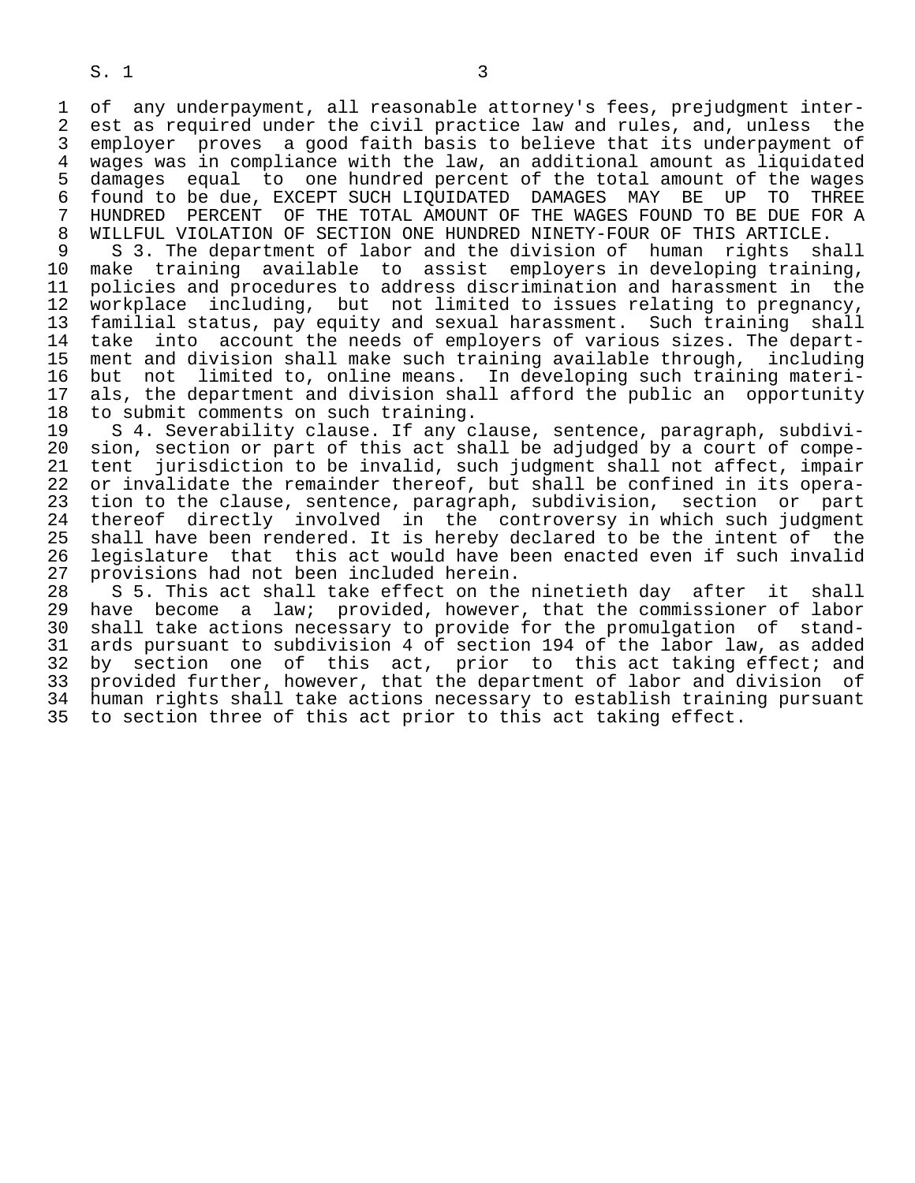of any underpayment, all reasonable attorney's fees, prejudgment interest as required under the civil practice law and rules, and, unless the employer proves a good faith basis to believe that its underpayment of wages was in compliance with the law, an additional amount as liquidated damages equal to one hundred percent of the total amount of the wages found to be due, EXCEPT SUCH LIQUIDATED DAMAGES MAY BE UP TO THREE HUNDRED PERCENT OF THE TOTAL AMOUNT OF THE WAGES FOUND TO BE DUE FOR A WILLFUL VIOLATION OF SECTION ONE HUNDRED NINETY-FOUR OF THIS ARTICLE.

S 3. The department of labor and the division of human rights shall make training available to assist employers in developing training, policies and procedures to address discrimination and harassment in the workplace including, but not limited to issues relating to pregnancy, familial status, pay equity and sexual harassment. Such training shall take into account the needs of employers of various sizes. The department and division shall make such training available through, including but not limited to, online means. In developing such training materials, the department and division shall afford the public an opportunity to submit comments on such training.

S 4. Severability clause. If any clause, sentence, paragraph, subdivision, section or part of this act shall be adjudged by a court of competent jurisdiction to be invalid, such judgment shall not affect, impair or invalidate the remainder thereof, but shall be confined in its operation to the clause, sentence, paragraph, subdivision, section or part thereof directly involved in the controversy in which such judgment shall have been rendered. It is hereby declared to be the intent of the legislature that this act would have been enacted even if such invalid provisions had not been included herein.

S 5. This act shall take effect on the ninetieth day after it shall have become a law; provided, however, that the commissioner of labor shall take actions necessary to provide for the promulgation of standards pursuant to subdivision 4 of section 194 of the labor law, as added by section one of this act, prior to this act taking effect; and provided further, however, that the department of labor and division of human rights shall take actions necessary to establish training pursuant to section three of this act prior to this act taking effect.